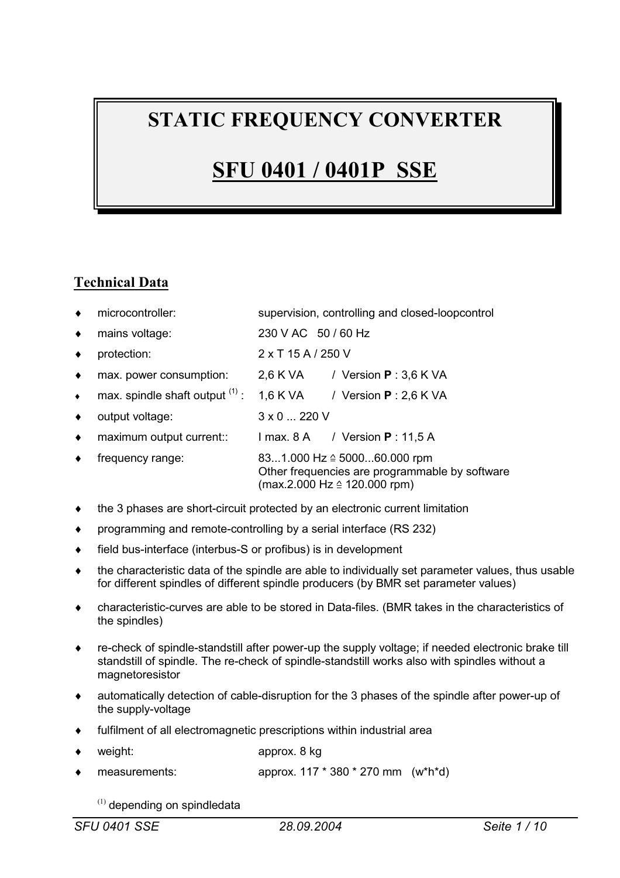# STATIC FREQUENCY CONVERTER

# SFU 0401 / 0401P SSE

## Technical Data

- microcontroller: supervision, controlling and closed-loopcontrol
- mains voltage: 230 V AC 50 / 60 Hz
- protection: 2 x T 15 A / 250 V
- max. power consumption: 2,6 K VA / Version **P** : 3,6 K VA
- max. spindle shaft output [(1)] : 1,6 K VA / Version **P** : 2,6 K VA
- output voltage: 3 x 0 ... 220 V
- maximum output current:: I max. 8 A / Version **P** : 11,5 A
- frequency range: 83...1.000 Hz ≙ 5000...60.000 rpm
  Other frequencies are programmable by software
  (max.2.000 Hz ≙ 120.000 rpm)
- the 3 phases are short-circuit protected by an electronic current limitation
- programming and remote-controlling by a serial interface (RS 232)
- field bus-interface (interbus-S or profibus) is in development
- the characteristic data of the spindle are able to individually set parameter values, thus usable for different spindles of different spindle producers (by BMR set parameter values)
- characteristic-curves are able to be stored in Data-files. (BMR takes in the characteristics of the spindles)
- re-check of spindle-standstill after power-up the supply voltage; if needed electronic brake till standstill of spindle. The re-check of spindle-standstill works also with spindles without a magnetoresistor
- automatically detection of cable-disruption for the 3 phases of the spindle after power-up of the supply-voltage
- fulfilment of all electromagnetic prescriptions within industrial area
- weight: approx. 8 kg
- measurements: approx. 117 * 380 * 270 mm (w*h*d)

[(1)] depending on spindledata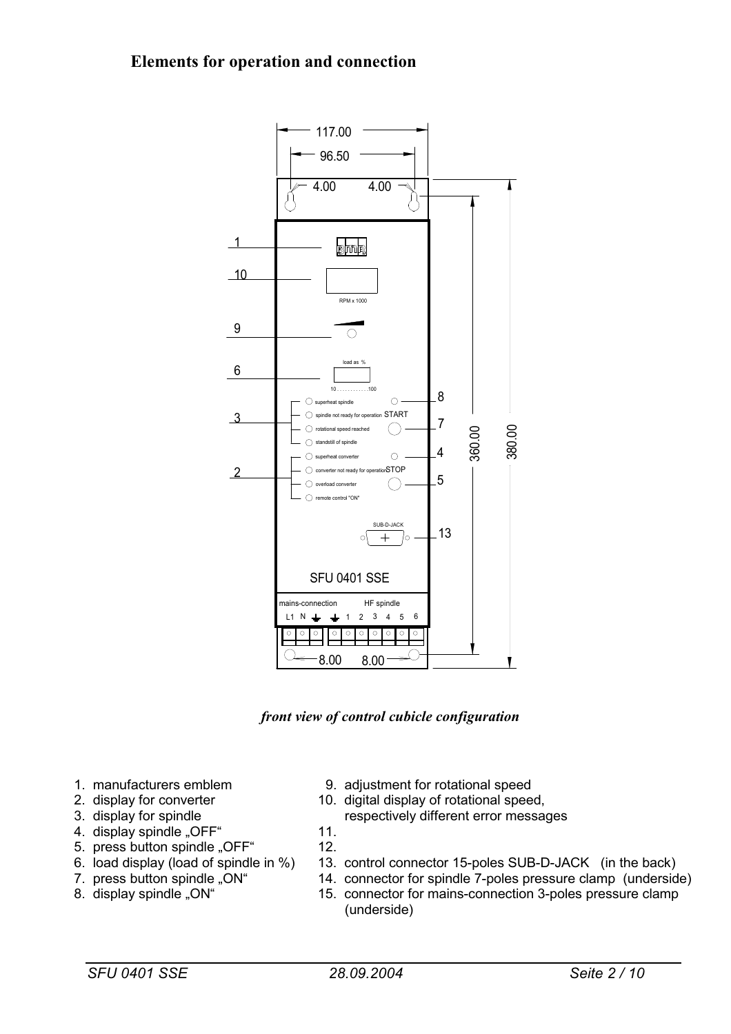## Elements for operation and connection

*front view of control cubicle configuration*

1. manufacturers emblem
2. display for converter
3. display for spindle
4. display spindle „OFF“
5. press button spindle „OFF“
6. load display (load of spindle in %)
7. press button spindle „ON“
8. display spindle „ON“
9. adjustment for rotational speed
10. digital display of rotational speed, respectively different error messages
11. 
12. 
13. control connector 15-poles SUB-D-JACK (in the back)
14. connector for spindle 7-poles pressure clamp (underside)
15. connector for mains-connection 3-poles pressure clamp (underside)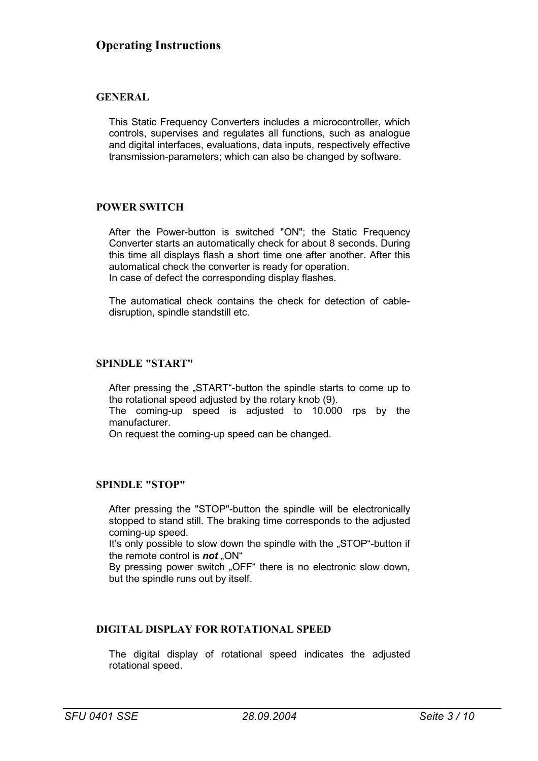# Operating Instructions

## GENERAL

This Static Frequency Converters includes a microcontroller, which controls, supervises and regulates all functions, such as analogue and digital interfaces, evaluations, data inputs, respectively effective transmission-parameters; which can also be changed by software.

## POWER SWITCH

After the Power-button is switched "ON"; the Static Frequency Converter starts an automatically check for about 8 seconds. During this time all displays flash a short time one after another. After this automatical check the converter is ready for operation.
In case of defect the corresponding display flashes.

The automatical check contains the check for detection of cable-disruption, spindle standstill etc.

## SPINDLE "START"

After pressing the „START"-button the spindle starts to come up to the rotational speed adjusted by the rotary knob (9).
The coming-up speed is adjusted to 10.000 rps by the manufacturer.
On request the coming-up speed can be changed.

## SPINDLE "STOP"

After pressing the "STOP"-button the spindle will be electronically stopped to stand still. The braking time corresponds to the adjusted coming-up speed.
It's only possible to slow down the spindle with the „STOP"-button if the remote control is ***not*** „ON"
By pressing power switch „OFF" there is no electronic slow down, but the spindle runs out by itself.

## DIGITAL DISPLAY FOR ROTATIONAL SPEED

The digital display of rotational speed indicates the adjusted rotational speed.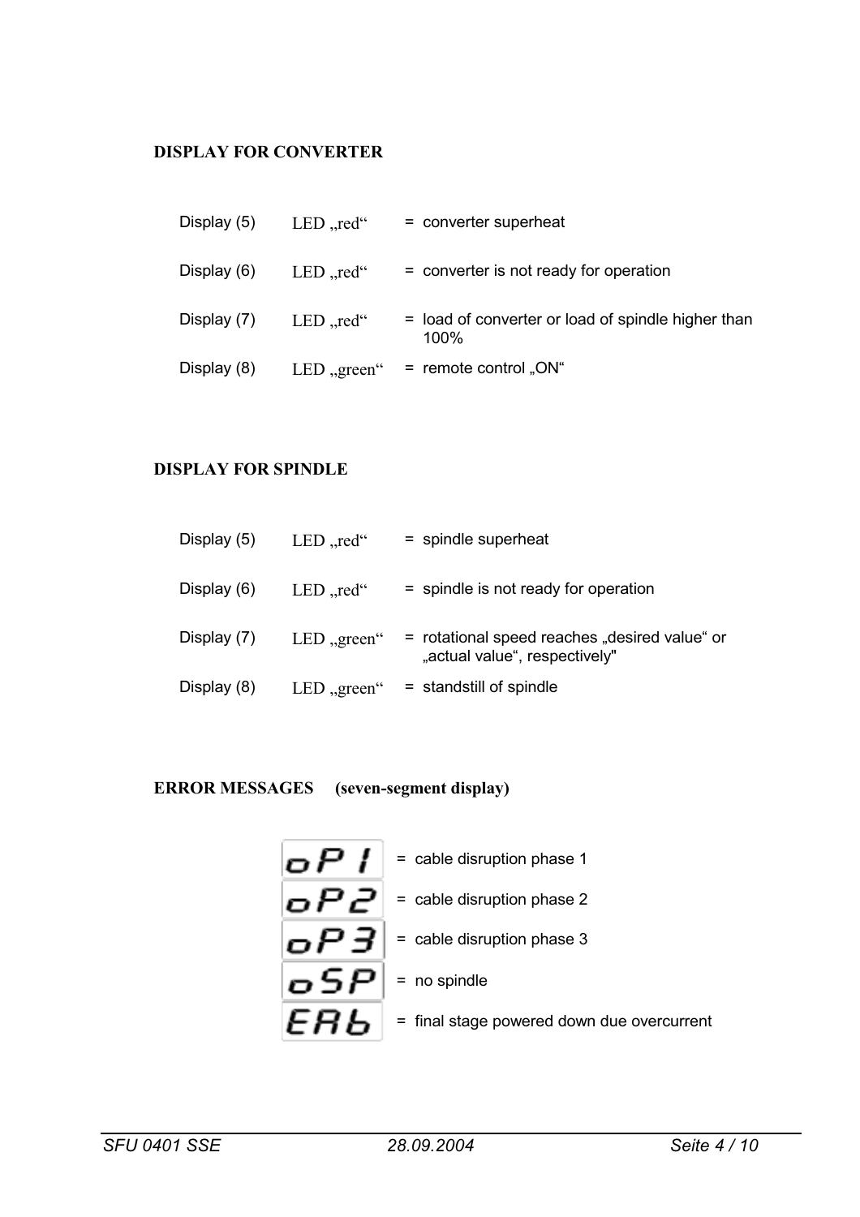## DISPLAY FOR CONVERTER

| | | |
|---|---|---|
| Display (5) | LED „red“ | = converter superheat |
| Display (6) | LED „red“ | = converter is not ready for operation |
| Display (7) | LED „red“ | = load of converter or load of spindle higher than 100% |
| Display (8) | LED „green“ | = remote control „ON“ |

## DISPLAY FOR SPINDLE

| | | |
|---|---|---|
| Display (5) | LED „red“ | = spindle superheat |
| Display (6) | LED „red“ | = spindle is not ready for operation |
| Display (7) | LED „green“ | = rotational speed reaches „desired value“ or „actual value“, respectively" |
| Display (8) | LED „green“ | = standstill of spindle |

## ERROR MESSAGES (seven-segment display)

| | |
|---|---|
| oP1 | = cable disruption phase 1 |
| oP2 | = cable disruption phase 2 |
| oP3 | = cable disruption phase 3 |
| oSP | = no spindle |
| EAb | = final stage powered down due overcurrent |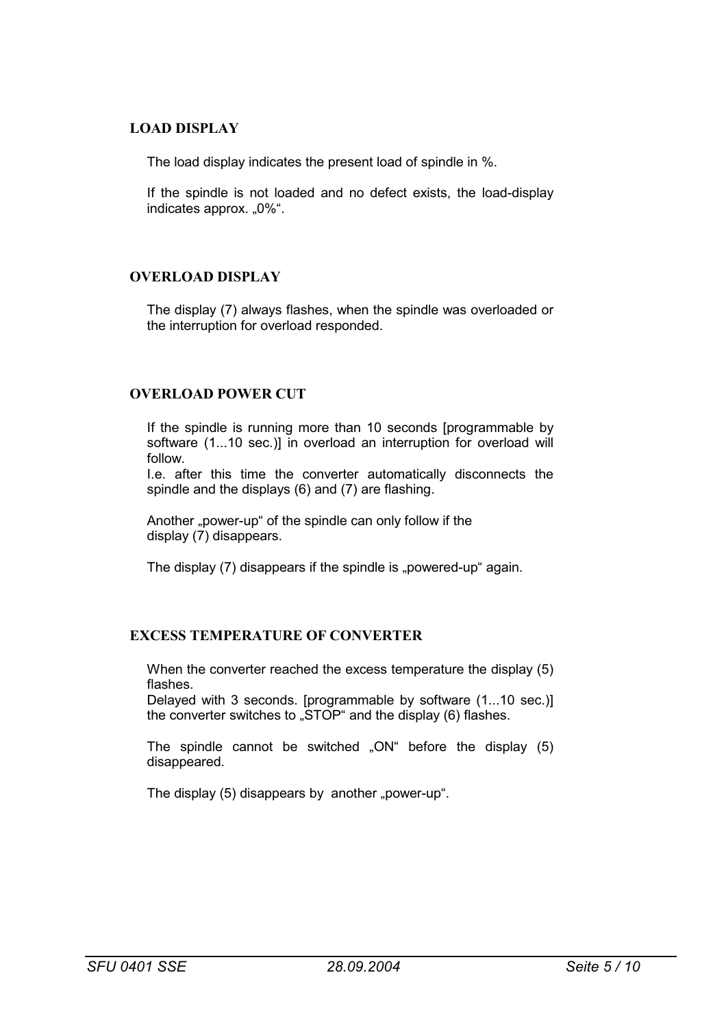## LOAD DISPLAY

The load display indicates the present load of spindle in %.

If the spindle is not loaded and no defect exists, the load-display indicates approx. „0%".

## OVERLOAD DISPLAY

The display (7) always flashes, when the spindle was overloaded or the interruption for overload responded.

## OVERLOAD POWER CUT

If the spindle is running more than 10 seconds [programmable by software (1...10 sec.)] in overload an interruption for overload will follow.
I.e. after this time the converter automatically disconnects the spindle and the displays (6) and (7) are flashing.

Another „power-up" of the spindle can only follow if the display (7) disappears.

The display (7) disappears if the spindle is „powered-up" again.

## EXCESS TEMPERATURE OF CONVERTER

When the converter reached the excess temperature the display (5) flashes.
Delayed with 3 seconds. [programmable by software (1...10 sec.)] the converter switches to „STOP" and the display (6) flashes.

The spindle cannot be switched „ON" before the display (5) disappeared.

The display (5) disappears by another „power-up".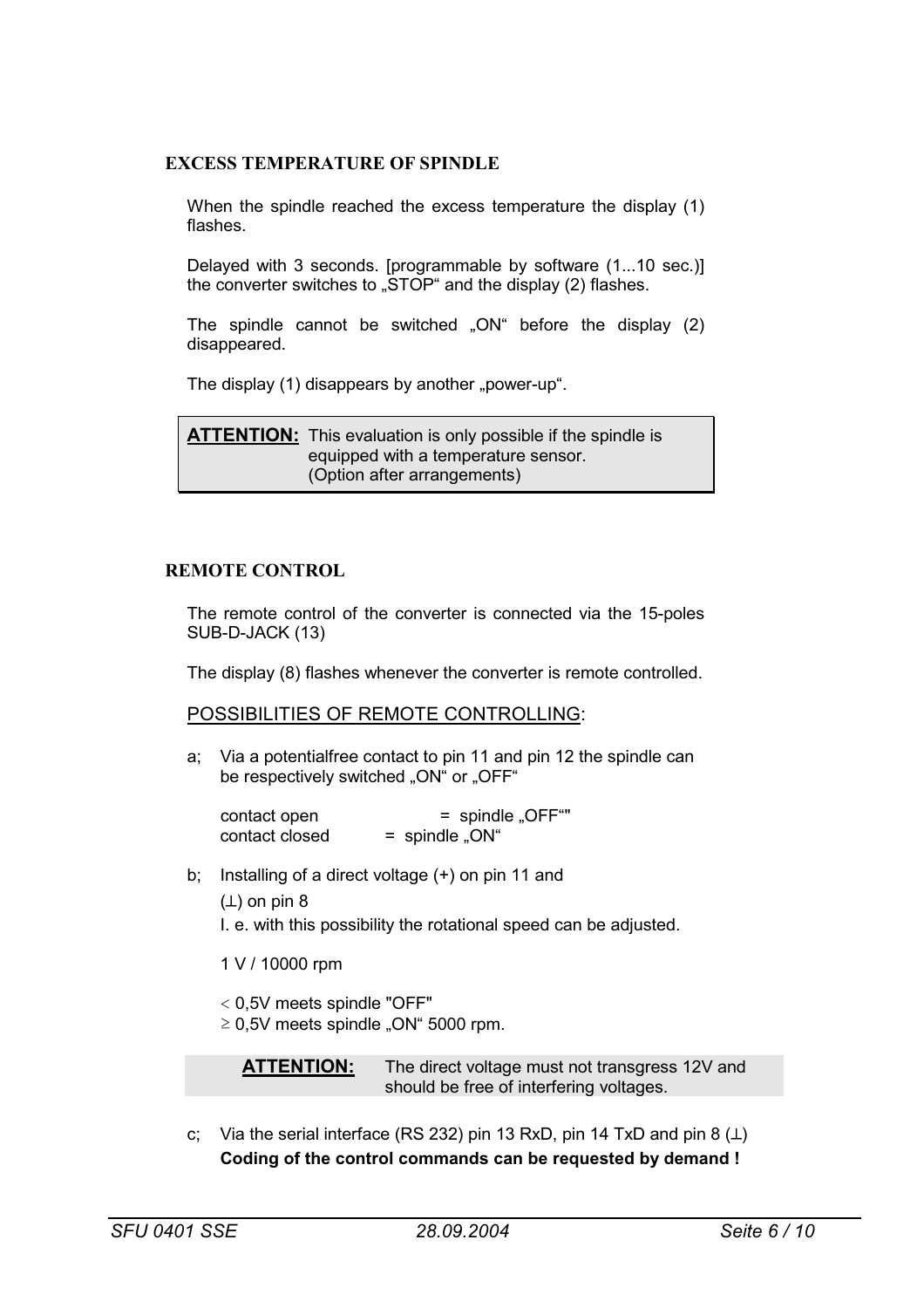## EXCESS TEMPERATURE OF SPINDLE

When the spindle reached the excess temperature the display (1) flashes.

Delayed with 3 seconds. [programmable by software (1...10 sec.)] the converter switches to „STOP" and the display (2) flashes.

The spindle cannot be switched „ON" before the display (2) disappeared.

The display (1) disappears by another „power-up".

> **ATTENTION:** This evaluation is only possible if the spindle is equipped with a temperature sensor. (Option after arrangements)

## REMOTE CONTROL

The remote control of the converter is connected via the 15-poles SUB-D-JACK (13)

The display (8) flashes whenever the converter is remote controlled.

POSSIBILITIES OF REMOTE CONTROLLING:

a; Via a potentialfree contact to pin 11 and pin 12 the spindle can be respectively switched „ON" or „OFF"

contact open = spindle „OFF""
contact closed = spindle „ON"

b; Installing of a direct voltage (+) on pin 11 and

(⊥) on pin 8

I. e. with this possibility the rotational speed can be adjusted.

1 V / 10000 rpm

$<$ 0,5V meets spindle "OFF"
$\geq$ 0,5V meets spindle „ON" 5000 rpm.

> **ATTENTION:** The direct voltage must not transgress 12V and should be free of interfering voltages.

c; Via the serial interface (RS 232) pin 13 RxD, pin 14 TxD and pin 8 (⊥)
**Coding of the control commands can be requested by demand !**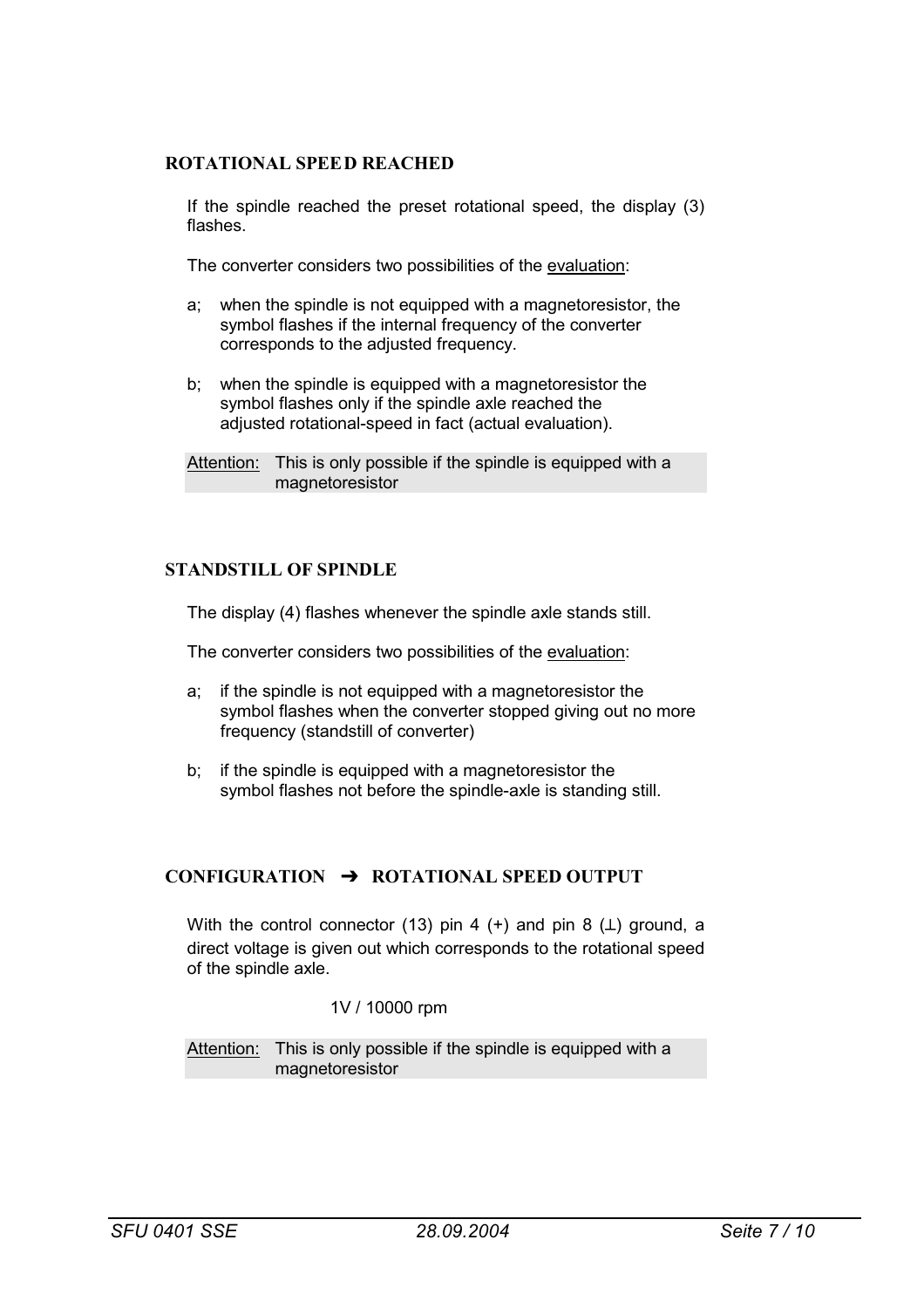## ROTATIONAL SPEED REACHED

If the spindle reached the preset rotational speed, the display (3) flashes.

The converter considers two possibilities of the evaluation:

a; when the spindle is not equipped with a magnetoresistor, the symbol flashes if the internal frequency of the converter corresponds to the adjusted frequency.

b; when the spindle is equipped with a magnetoresistor the symbol flashes only if the spindle axle reached the adjusted rotational-speed in fact (actual evaluation).

Attention: This is only possible if the spindle is equipped with a magnetoresistor

## STANDSTILL OF SPINDLE

The display (4) flashes whenever the spindle axle stands still.

The converter considers two possibilities of the evaluation:

a; if the spindle is not equipped with a magnetoresistor the symbol flashes when the converter stopped giving out no more frequency (standstill of converter)

b; if the spindle is equipped with a magnetoresistor the symbol flashes not before the spindle-axle is standing still.

## CONFIGURATION ➔ ROTATIONAL SPEED OUTPUT

With the control connector (13) pin 4 (+) and pin 8 (⊥) ground, a direct voltage is given out which corresponds to the rotational speed of the spindle axle.

1V / 10000 rpm

Attention: This is only possible if the spindle is equipped with a magnetoresistor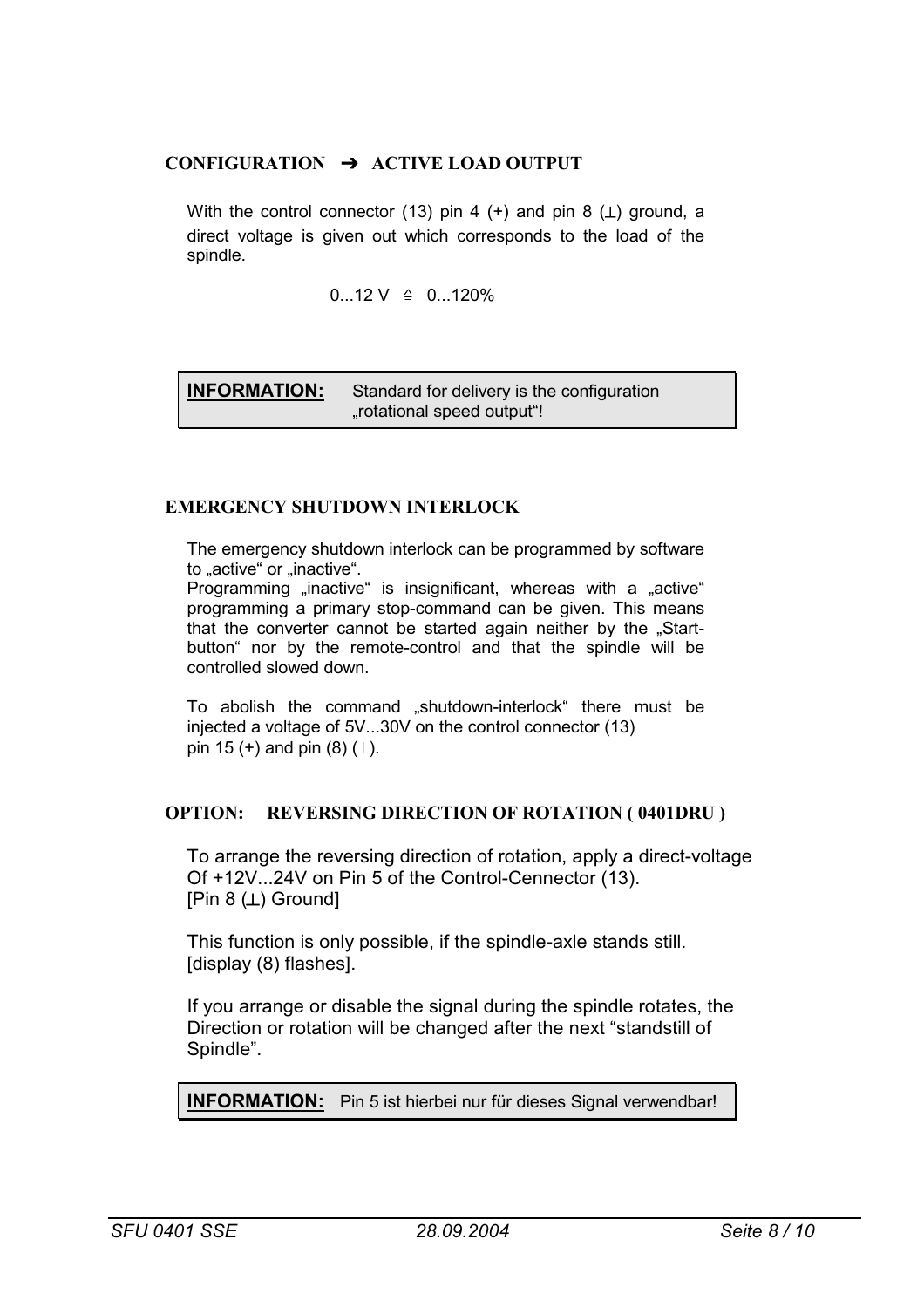### CONFIGURATION ➔ ACTIVE LOAD OUTPUT

With the control connector (13) pin 4 (+) and pin 8 (⊥) ground, a direct voltage is given out which corresponds to the load of the spindle.

0...12 V ≙ 0...120%

> **INFORMATION:** Standard for delivery is the configuration „rotational speed output“!

### EMERGENCY SHUTDOWN INTERLOCK

The emergency shutdown interlock can be programmed by software to „active“ or „inactive“.
Programming „inactive“ is insignificant, whereas with a „active“ programming a primary stop-command can be given. This means that the converter cannot be started again neither by the „Start-button“ nor by the remote-control and that the spindle will be controlled slowed down.

To abolish the command „shutdown-interlock“ there must be injected a voltage of 5V...30V on the control connector (13) pin 15 (+) and pin (8) (⊥).

### OPTION: REVERSING DIRECTION OF ROTATION ( 0401DRU )

To arrange the reversing direction of rotation, apply a direct-voltage Of +12V...24V on Pin 5 of the Control-Cennector (13).
[Pin 8 (⊥) Ground]

This function is only possible, if the spindle-axle stands still.
[display (8) flashes].

If you arrange or disable the signal during the spindle rotates, the Direction or rotation will be changed after the next “standstill of Spindle”.

> **INFORMATION:** Pin 5 ist hierbei nur für dieses Signal verwendbar!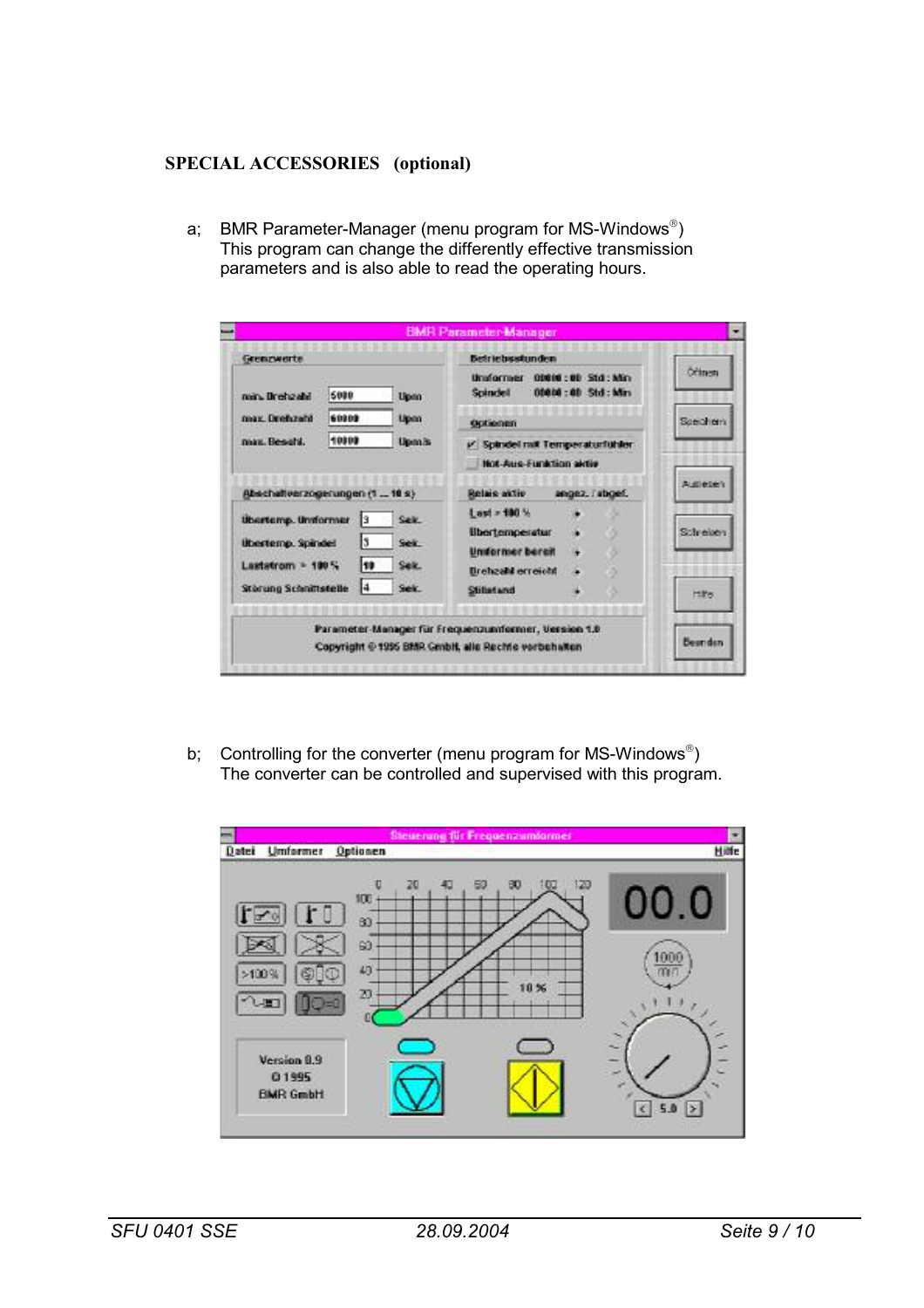## SPECIAL ACCESSORIES (optional)

a; BMR Parameter-Manager (menu program for MS-Windows®)
This program can change the differently effective transmission parameters and is also able to read the operating hours.

b; Controlling for the converter (menu program for MS-Windows®)
The converter can be controlled and supervised with this program.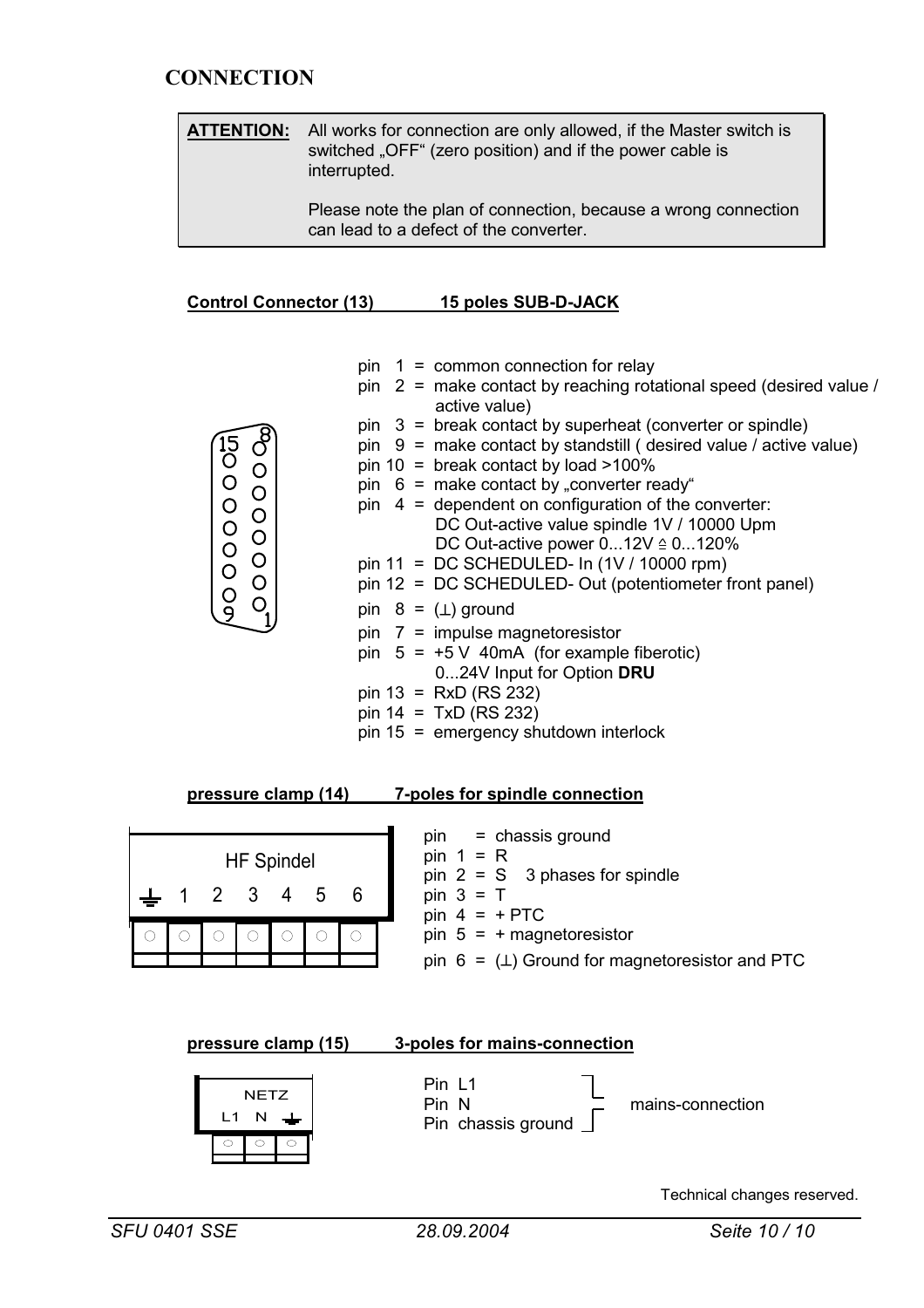## CONNECTION

**ATTENTION:** All works for connection are only allowed, if the Master switch is switched „OFF" (zero position) and if the power cable is interrupted.

Please note the plan of connection, because a wrong connection can lead to a defect of the converter.

**Control Connector (13) 15 poles SUB-D-JACK**

- pin 1 = common connection for relay
- pin 2 = make contact by reaching rotational speed (desired value / active value)
- pin 3 = break contact by superheat (converter or spindle)
- pin 9 = make contact by standstill ( desired value / active value)
- pin 10 = break contact by load >100%
- pin 6 = make contact by „converter ready"
- pin 4 = dependent on configuration of the converter:
  DC Out-active value spindle 1V / 10000 Upm
  DC Out-active power 0...12V ≙ 0...120%
- pin 11 = DC SCHEDULED- In (1V / 10000 rpm)
- pin 12 = DC SCHEDULED- Out (potentiometer front panel)
- pin 8 = (⊥) ground
- pin 7 = impulse magnetoresistor
- pin 5 = +5 V 40mA (for example fiberotic)
  0...24V Input for Option **DRU**
- pin 13 = RxD (RS 232)
- pin 14 = TxD (RS 232)
- pin 15 = emergency shutdown interlock

**pressure clamp (14) 7-poles for spindle connection**

HF Spindel
⏚ 1 2 3 4 5 6

- pin = chassis ground
- pin 1 = R
- pin 2 = S 3 phases for spindle
- pin 3 = T
- pin 4 = + PTC
- pin 5 = + magnetoresistor
- pin 6 = (⊥) Ground for magnetoresistor and PTC

**pressure clamp (15) 3-poles for mains-connection**

NETZ
L1 N ⏚

- Pin L1
- Pin N
- Pin chassis ground

mains-connection

Technical changes reserved.